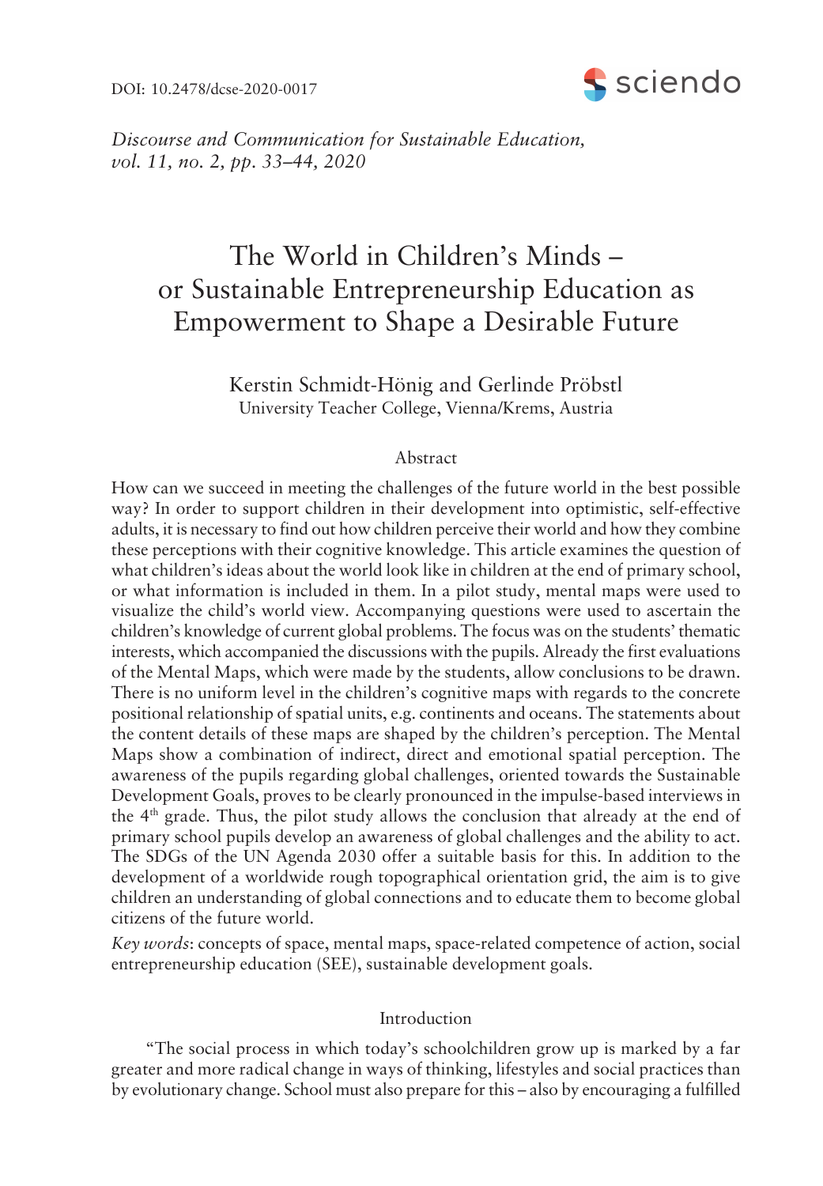DOI: 10.2478/dcse-2020-0017

*Discourse and Communication for Sustainable Education, vol. 11, no. 2, pp. 33–44, 2020*

# The World in Children's Minds – or Sustainable Entrepreneurship Education as Empowerment to Shape a Desirable Future

Kerstin Schmidt-Hönig and Gerlinde Pröbstl
University Teacher College, Vienna/Krems, Austria

## Abstract

How can we succeed in meeting the challenges of the future world in the best possible way? In order to support children in their development into optimistic, self-effective adults, it is necessary to find out how children perceive their world and how they combine these perceptions with their cognitive knowledge. This article examines the question of what children's ideas about the world look like in children at the end of primary school, or what information is included in them. In a pilot study, mental maps were used to visualize the child's world view. Accompanying questions were used to ascertain the children's knowledge of current global problems. The focus was on the students' thematic interests, which accompanied the discussions with the pupils. Already the first evaluations of the Mental Maps, which were made by the students, allow conclusions to be drawn. There is no uniform level in the children's cognitive maps with regards to the concrete positional relationship of spatial units, e.g. continents and oceans. The statements about the content details of these maps are shaped by the children's perception. The Mental Maps show a combination of indirect, direct and emotional spatial perception. The awareness of the pupils regarding global challenges, oriented towards the Sustainable Development Goals, proves to be clearly pronounced in the impulse-based interviews in the 4th grade. Thus, the pilot study allows the conclusion that already at the end of primary school pupils develop an awareness of global challenges and the ability to act. The SDGs of the UN Agenda 2030 offer a suitable basis for this. In addition to the development of a worldwide rough topographical orientation grid, the aim is to give children an understanding of global connections and to educate them to become global citizens of the future world.

*Key words*: concepts of space, mental maps, space-related competence of action, social entrepreneurship education (SEE), sustainable development goals.

## Introduction

"The social process in which today's schoolchildren grow up is marked by a far greater and more radical change in ways of thinking, lifestyles and social practices than by evolutionary change. School must also prepare for this – also by encouraging a fulfilled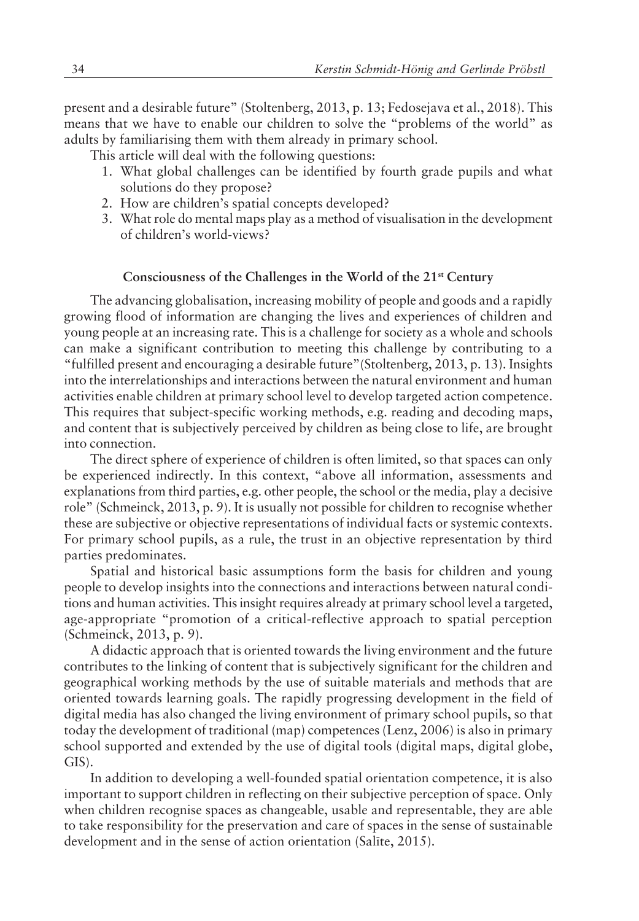present and a desirable future" (Stoltenberg, 2013, p. 13; Fedosejava et al., 2018). This means that we have to enable our children to solve the "problems of the world" as adults by familiarising them with them already in primary school.

This article will deal with the following questions:

1. What global challenges can be identified by fourth grade pupils and what solutions do they propose?
2. How are children's spatial concepts developed?
3. What role do mental maps play as a method of visualisation in the development of children's world-views?

## Consciousness of the Challenges in the World of the 21st Century

The advancing globalisation, increasing mobility of people and goods and a rapidly growing flood of information are changing the lives and experiences of children and young people at an increasing rate. This is a challenge for society as a whole and schools can make a significant contribution to meeting this challenge by contributing to a "fulfilled present and encouraging a desirable future"(Stoltenberg, 2013, p. 13). Insights into the interrelationships and interactions between the natural environment and human activities enable children at primary school level to develop targeted action competence. This requires that subject-specific working methods, e.g. reading and decoding maps, and content that is subjectively perceived by children as being close to life, are brought into connection.

The direct sphere of experience of children is often limited, so that spaces can only be experienced indirectly. In this context, "above all information, assessments and explanations from third parties, e.g. other people, the school or the media, play a decisive role" (Schmeinck, 2013, p. 9). It is usually not possible for children to recognise whether these are subjective or objective representations of individual facts or systemic contexts. For primary school pupils, as a rule, the trust in an objective representation by third parties predominates.

Spatial and historical basic assumptions form the basis for children and young people to develop insights into the connections and interactions between natural conditions and human activities. This insight requires already at primary school level a targeted, age-appropriate "promotion of a critical-reflective approach to spatial perception (Schmeinck, 2013, p. 9).

A didactic approach that is oriented towards the living environment and the future contributes to the linking of content that is subjectively significant for the children and geographical working methods by the use of suitable materials and methods that are oriented towards learning goals. The rapidly progressing development in the field of digital media has also changed the living environment of primary school pupils, so that today the development of traditional (map) competences (Lenz, 2006) is also in primary school supported and extended by the use of digital tools (digital maps, digital globe, GIS).

In addition to developing a well-founded spatial orientation competence, it is also important to support children in reflecting on their subjective perception of space. Only when children recognise spaces as changeable, usable and representable, they are able to take responsibility for the preservation and care of spaces in the sense of sustainable development and in the sense of action orientation (Salīte, 2015).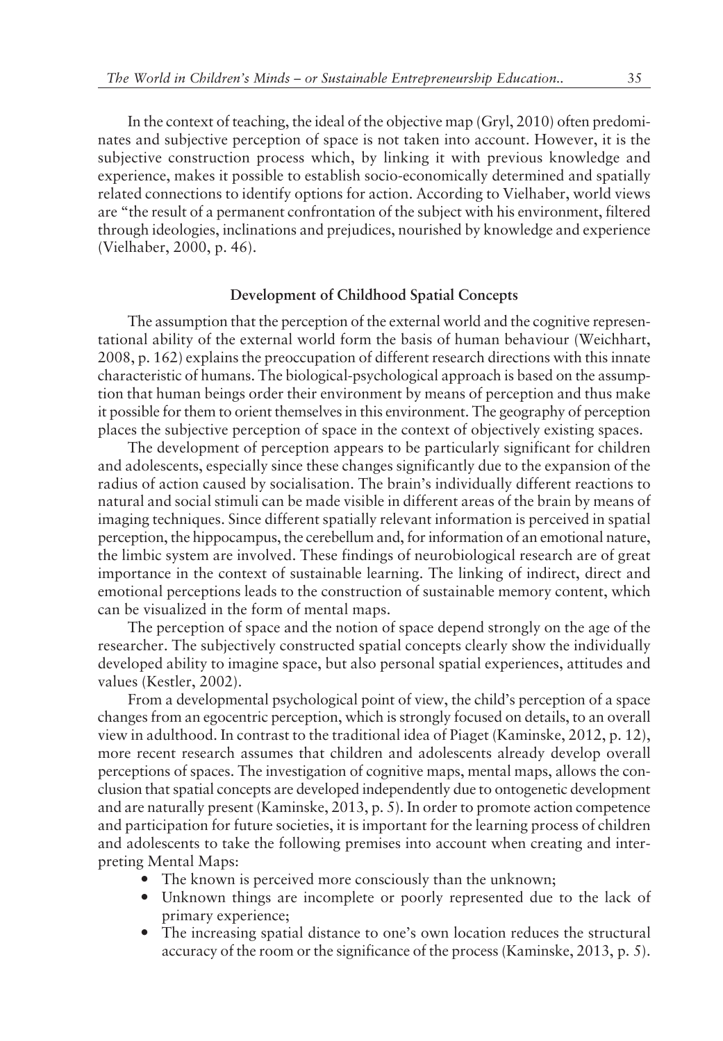In the context of teaching, the ideal of the objective map (Gryl, 2010) often predominates and subjective perception of space is not taken into account. However, it is the subjective construction process which, by linking it with previous knowledge and experience, makes it possible to establish socio-economically determined and spatially related connections to identify options for action. According to Vielhaber, world views are "the result of a permanent confrontation of the subject with his environment, filtered through ideologies, inclinations and prejudices, nourished by knowledge and experience (Vielhaber, 2000, p. 46).

## Development of Childhood Spatial Concepts

The assumption that the perception of the external world and the cognitive representational ability of the external world form the basis of human behaviour (Weichhart, 2008, p. 162) explains the preoccupation of different research directions with this innate characteristic of humans. The biological-psychological approach is based on the assumption that human beings order their environment by means of perception and thus make it possible for them to orient themselves in this environment. The geography of perception places the subjective perception of space in the context of objectively existing spaces.

The development of perception appears to be particularly significant for children and adolescents, especially since these changes significantly due to the expansion of the radius of action caused by socialisation. The brain's individually different reactions to natural and social stimuli can be made visible in different areas of the brain by means of imaging techniques. Since different spatially relevant information is perceived in spatial perception, the hippocampus, the cerebellum and, for information of an emotional nature, the limbic system are involved. These findings of neurobiological research are of great importance in the context of sustainable learning. The linking of indirect, direct and emotional perceptions leads to the construction of sustainable memory content, which can be visualized in the form of mental maps.

The perception of space and the notion of space depend strongly on the age of the researcher. The subjectively constructed spatial concepts clearly show the individually developed ability to imagine space, but also personal spatial experiences, attitudes and values (Kestler, 2002).

From a developmental psychological point of view, the child's perception of a space changes from an egocentric perception, which is strongly focused on details, to an overall view in adulthood. In contrast to the traditional idea of Piaget (Kaminske, 2012, p. 12), more recent research assumes that children and adolescents already develop overall perceptions of spaces. The investigation of cognitive maps, mental maps, allows the conclusion that spatial concepts are developed independently due to ontogenetic development and are naturally present (Kaminske, 2013, p. 5). In order to promote action competence and participation for future societies, it is important for the learning process of children and adolescents to take the following premises into account when creating and interpreting Mental Maps:

- The known is perceived more consciously than the unknown;
- Unknown things are incomplete or poorly represented due to the lack of primary experience;
- The increasing spatial distance to one's own location reduces the structural accuracy of the room or the significance of the process (Kaminske, 2013, p. 5).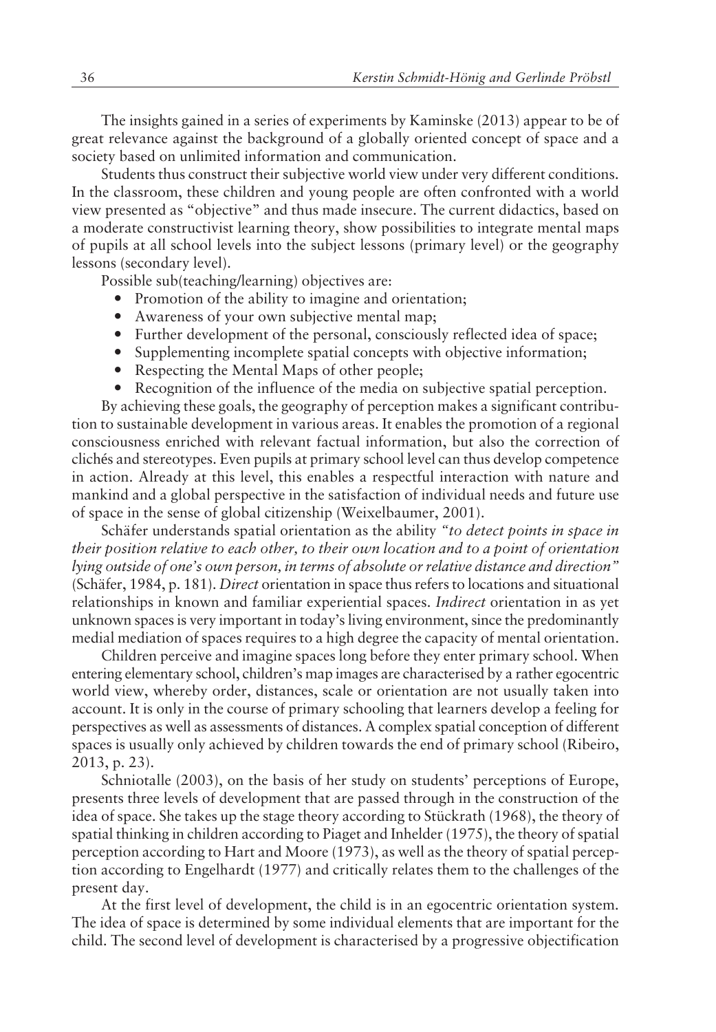The insights gained in a series of experiments by Kaminske (2013) appear to be of great relevance against the background of a globally oriented concept of space and a society based on unlimited information and communication.

Students thus construct their subjective world view under very different conditions. In the classroom, these children and young people are often confronted with a world view presented as "objective" and thus made insecure. The current didactics, based on a moderate constructivist learning theory, show possibilities to integrate mental maps of pupils at all school levels into the subject lessons (primary level) or the geography lessons (secondary level).

Possible sub(teaching/learning) objectives are:

- Promotion of the ability to imagine and orientation;
- Awareness of your own subjective mental map;
- Further development of the personal, consciously reflected idea of space;
- Supplementing incomplete spatial concepts with objective information;
- Respecting the Mental Maps of other people;
- Recognition of the influence of the media on subjective spatial perception.

By achieving these goals, the geography of perception makes a significant contribution to sustainable development in various areas. It enables the promotion of a regional consciousness enriched with relevant factual information, but also the correction of clichés and stereotypes. Even pupils at primary school level can thus develop competence in action. Already at this level, this enables a respectful interaction with nature and mankind and a global perspective in the satisfaction of individual needs and future use of space in the sense of global citizenship (Weixelbaumer, 2001).

Schäfer understands spatial orientation as the ability *"to detect points in space in their position relative to each other, to their own location and to a point of orientation lying outside of one's own person, in terms of absolute or relative distance and direction"* (Schäfer, 1984, p. 181). *Direct* orientation in space thus refers to locations and situational relationships in known and familiar experiential spaces. *Indirect* orientation in as yet unknown spaces is very important in today's living environment, since the predominantly medial mediation of spaces requires to a high degree the capacity of mental orientation.

Children perceive and imagine spaces long before they enter primary school. When entering elementary school, children's map images are characterised by a rather egocentric world view, whereby order, distances, scale or orientation are not usually taken into account. It is only in the course of primary schooling that learners develop a feeling for perspectives as well as assessments of distances. A complex spatial conception of different spaces is usually only achieved by children towards the end of primary school (Ribeiro, 2013, p. 23).

Schniotalle (2003), on the basis of her study on students' perceptions of Europe, presents three levels of development that are passed through in the construction of the idea of space. She takes up the stage theory according to Stückrath (1968), the theory of spatial thinking in children according to Piaget and Inhelder (1975), the theory of spatial perception according to Hart and Moore (1973), as well as the theory of spatial perception according to Engelhardt (1977) and critically relates them to the challenges of the present day.

At the first level of development, the child is in an egocentric orientation system. The idea of space is determined by some individual elements that are important for the child. The second level of development is characterised by a progressive objectification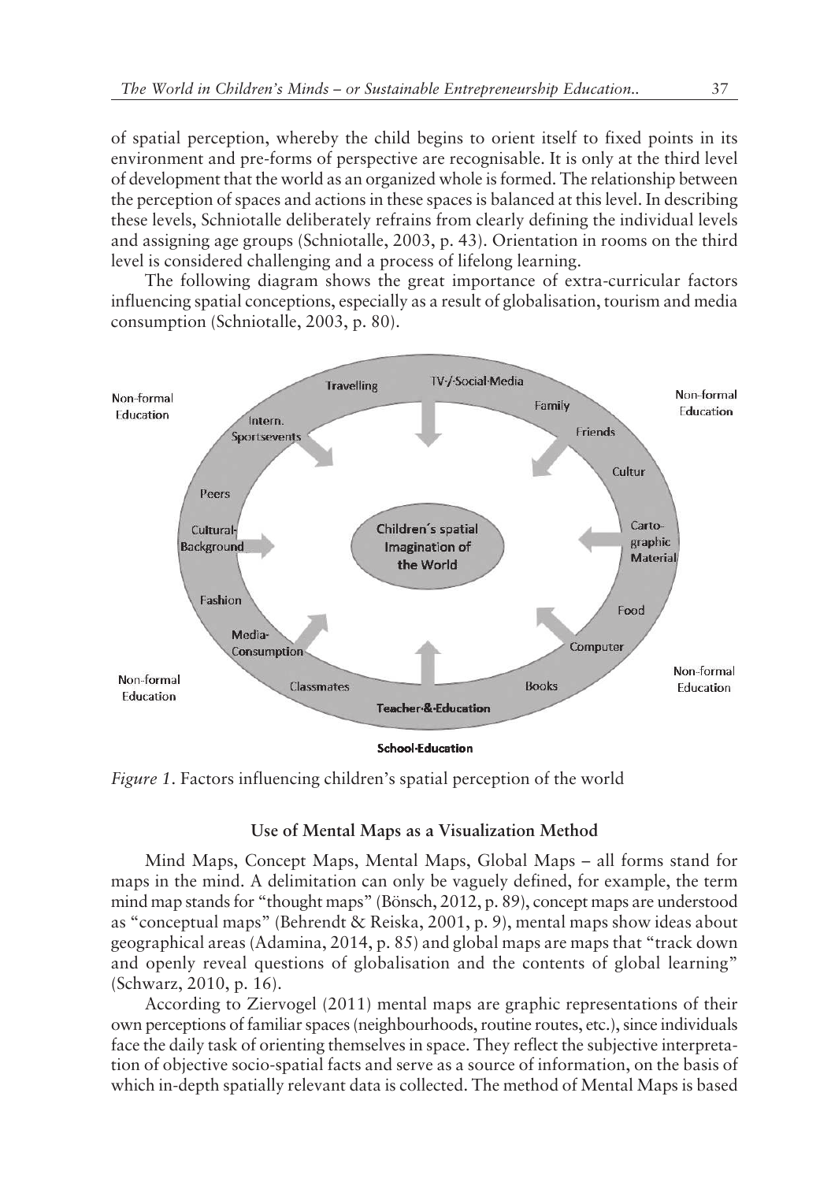of spatial perception, whereby the child begins to orient itself to fixed points in its environment and pre-forms of perspective are recognisable. It is only at the third level of development that the world as an organized whole is formed. The relationship between the perception of spaces and actions in these spaces is balanced at this level. In describing these levels, Schniotalle deliberately refrains from clearly defining the individual levels and assigning age groups (Schniotalle, 2003, p. 43). Orientation in rooms on the third level is considered challenging and a process of lifelong learning.

The following diagram shows the great importance of extra-curricular factors influencing spatial conceptions, especially as a result of globalisation, tourism and media consumption (Schniotalle, 2003, p. 80).

*Figure 1*. Factors influencing children's spatial perception of the world

### Use of Mental Maps as a Visualization Method

Mind Maps, Concept Maps, Mental Maps, Global Maps – all forms stand for maps in the mind. A delimitation can only be vaguely defined, for example, the term mind map stands for "thought maps" (Bönsch, 2012, p. 89), concept maps are understood as "conceptual maps" (Behrendt & Reiska, 2001, p. 9), mental maps show ideas about geographical areas (Adamina, 2014, p. 85) and global maps are maps that "track down and openly reveal questions of globalisation and the contents of global learning" (Schwarz, 2010, p. 16).

According to Ziervogel (2011) mental maps are graphic representations of their own perceptions of familiar spaces (neighbourhoods, routine routes, etc.), since individuals face the daily task of orienting themselves in space. They reflect the subjective interpretation of objective socio-spatial facts and serve as a source of information, on the basis of which in-depth spatially relevant data is collected. The method of Mental Maps is based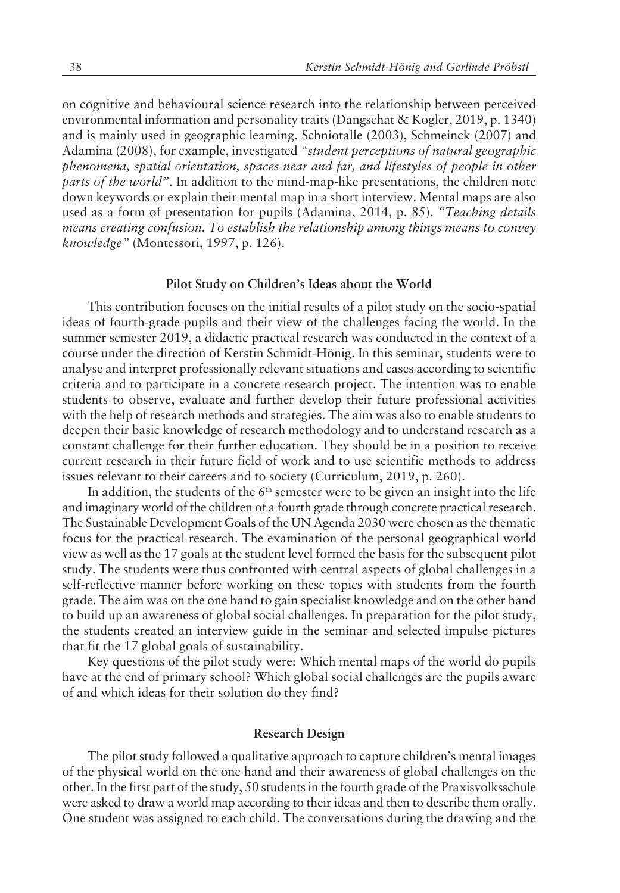on cognitive and behavioural science research into the relationship between perceived environmental information and personality traits (Dangschat & Kogler, 2019, p. 1340) and is mainly used in geographic learning. Schniotalle (2003), Schmeinck (2007) and Adamina (2008), for example, investigated *"student perceptions of natural geographic phenomena, spatial orientation, spaces near and far, and lifestyles of people in other parts of the world"*. In addition to the mind-map-like presentations, the children note down keywords or explain their mental map in a short interview. Mental maps are also used as a form of presentation for pupils (Adamina, 2014, p. 85). *"Teaching details means creating confusion. To establish the relationship among things means to convey knowledge"* (Montessori, 1997, p. 126).

## Pilot Study on Children's Ideas about the World

This contribution focuses on the initial results of a pilot study on the socio-spatial ideas of fourth-grade pupils and their view of the challenges facing the world. In the summer semester 2019, a didactic practical research was conducted in the context of a course under the direction of Kerstin Schmidt-Hönig. In this seminar, students were to analyse and interpret professionally relevant situations and cases according to scientific criteria and to participate in a concrete research project. The intention was to enable students to observe, evaluate and further develop their future professional activities with the help of research methods and strategies. The aim was also to enable students to deepen their basic knowledge of research methodology and to understand research as a constant challenge for their further education. They should be in a position to receive current research in their future field of work and to use scientific methods to address issues relevant to their careers and to society (Curriculum, 2019, p. 260).

In addition, the students of the 6th semester were to be given an insight into the life and imaginary world of the children of a fourth grade through concrete practical research. The Sustainable Development Goals of the UN Agenda 2030 were chosen as the thematic focus for the practical research. The examination of the personal geographical world view as well as the 17 goals at the student level formed the basis for the subsequent pilot study. The students were thus confronted with central aspects of global challenges in a self-reflective manner before working on these topics with students from the fourth grade. The aim was on the one hand to gain specialist knowledge and on the other hand to build up an awareness of global social challenges. In preparation for the pilot study, the students created an interview guide in the seminar and selected impulse pictures that fit the 17 global goals of sustainability.

Key questions of the pilot study were: Which mental maps of the world do pupils have at the end of primary school? Which global social challenges are the pupils aware of and which ideas for their solution do they find?

## Research Design

The pilot study followed a qualitative approach to capture children's mental images of the physical world on the one hand and their awareness of global challenges on the other. In the first part of the study, 50 students in the fourth grade of the Praxisvolksschule were asked to draw a world map according to their ideas and then to describe them orally. One student was assigned to each child. The conversations during the drawing and the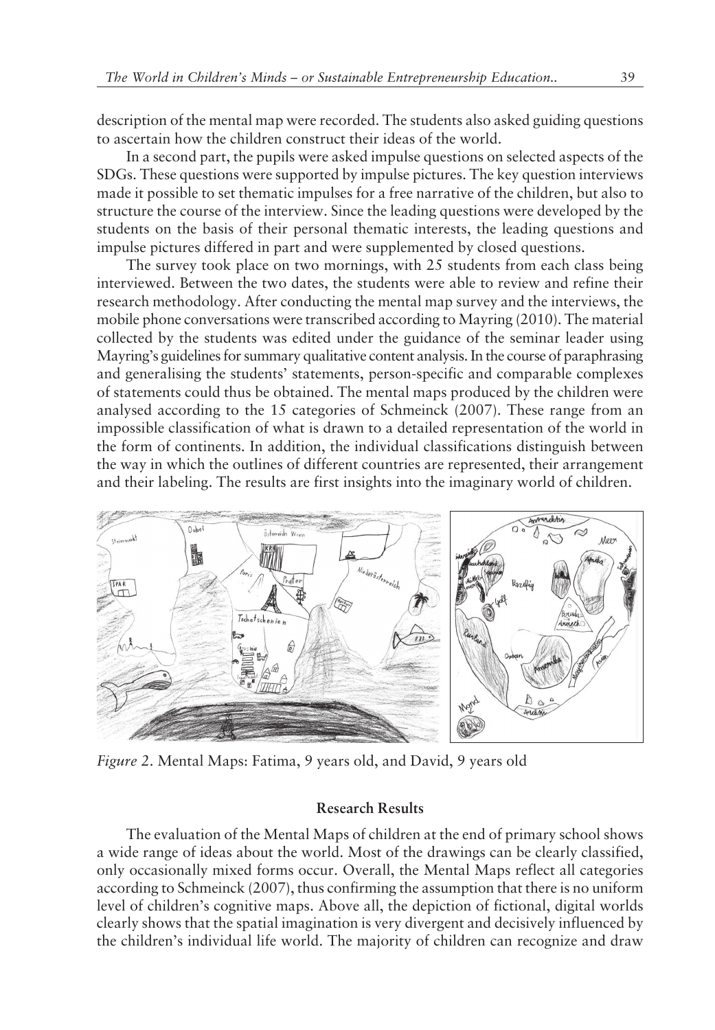description of the mental map were recorded. The students also asked guiding questions to ascertain how the children construct their ideas of the world.

In a second part, the pupils were asked impulse questions on selected aspects of the SDGs. These questions were supported by impulse pictures. The key question interviews made it possible to set thematic impulses for a free narrative of the children, but also to structure the course of the interview. Since the leading questions were developed by the students on the basis of their personal thematic interests, the leading questions and impulse pictures differed in part and were supplemented by closed questions.

The survey took place on two mornings, with 25 students from each class being interviewed. Between the two dates, the students were able to review and refine their research methodology. After conducting the mental map survey and the interviews, the mobile phone conversations were transcribed according to Mayring (2010). The material collected by the students was edited under the guidance of the seminar leader using Mayring's guidelines for summary qualitative content analysis. In the course of paraphrasing and generalising the students' statements, person-specific and comparable complexes of statements could thus be obtained. The mental maps produced by the children were analysed according to the 15 categories of Schmeinck (2007). These range from an impossible classification of what is drawn to a detailed representation of the world in the form of continents. In addition, the individual classifications distinguish between the way in which the outlines of different countries are represented, their arrangement and their labeling. The results are first insights into the imaginary world of children.

*Figure 2*. Mental Maps: Fatima, 9 years old, and David, 9 years old

## Research Results

The evaluation of the Mental Maps of children at the end of primary school shows a wide range of ideas about the world. Most of the drawings can be clearly classified, only occasionally mixed forms occur. Overall, the Mental Maps reflect all categories according to Schmeinck (2007), thus confirming the assumption that there is no uniform level of children's cognitive maps. Above all, the depiction of fictional, digital worlds clearly shows that the spatial imagination is very divergent and decisively influenced by the children's individual life world. The majority of children can recognize and draw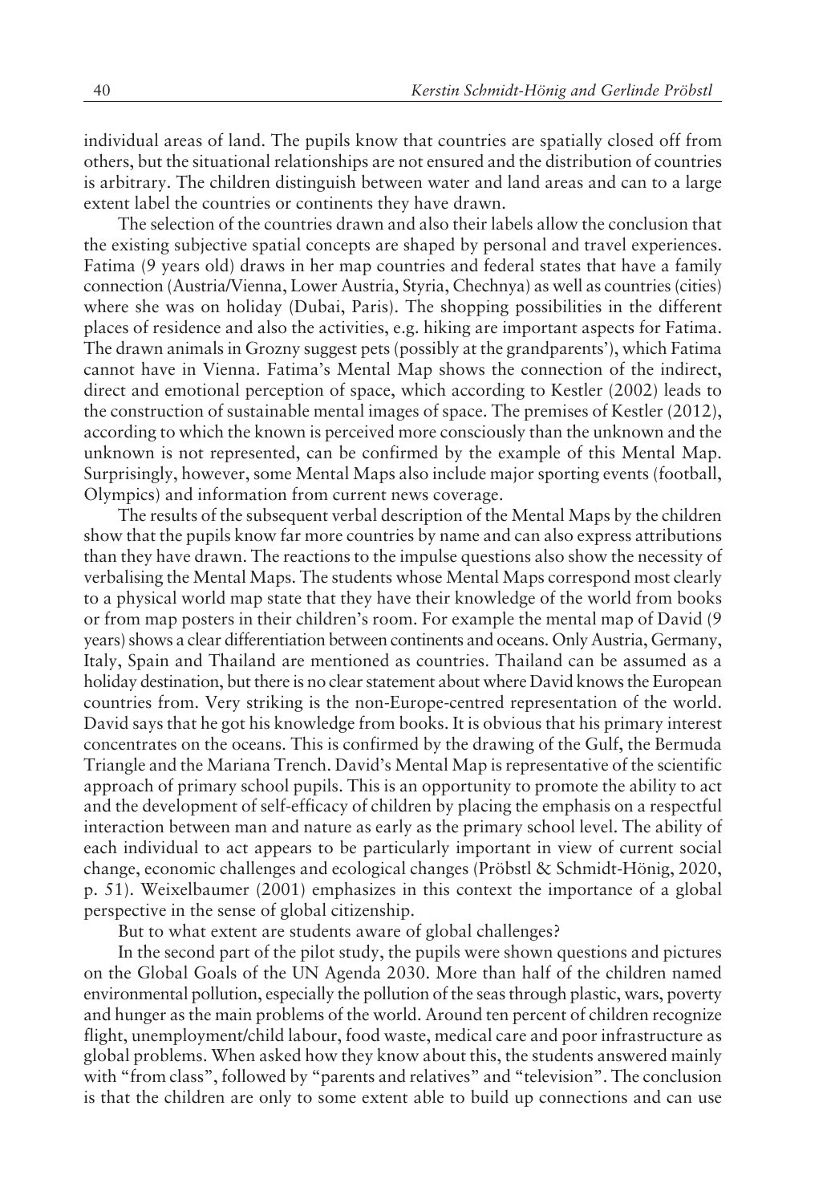individual areas of land. The pupils know that countries are spatially closed off from others, but the situational relationships are not ensured and the distribution of countries is arbitrary. The children distinguish between water and land areas and can to a large extent label the countries or continents they have drawn.

The selection of the countries drawn and also their labels allow the conclusion that the existing subjective spatial concepts are shaped by personal and travel experiences. Fatima (9 years old) draws in her map countries and federal states that have a family connection (Austria/Vienna, Lower Austria, Styria, Chechnya) as well as countries (cities) where she was on holiday (Dubai, Paris). The shopping possibilities in the different places of residence and also the activities, e.g. hiking are important aspects for Fatima. The drawn animals in Grozny suggest pets (possibly at the grandparents'), which Fatima cannot have in Vienna. Fatima's Mental Map shows the connection of the indirect, direct and emotional perception of space, which according to Kestler (2002) leads to the construction of sustainable mental images of space. The premises of Kestler (2012), according to which the known is perceived more consciously than the unknown and the unknown is not represented, can be confirmed by the example of this Mental Map. Surprisingly, however, some Mental Maps also include major sporting events (football, Olympics) and information from current news coverage.

The results of the subsequent verbal description of the Mental Maps by the children show that the pupils know far more countries by name and can also express attributions than they have drawn. The reactions to the impulse questions also show the necessity of verbalising the Mental Maps. The students whose Mental Maps correspond most clearly to a physical world map state that they have their knowledge of the world from books or from map posters in their children's room. For example the mental map of David (9 years) shows a clear differentiation between continents and oceans. Only Austria, Germany, Italy, Spain and Thailand are mentioned as countries. Thailand can be assumed as a holiday destination, but there is no clear statement about where David knows the European countries from. Very striking is the non-Europe-centred representation of the world. David says that he got his knowledge from books. It is obvious that his primary interest concentrates on the oceans. This is confirmed by the drawing of the Gulf, the Bermuda Triangle and the Mariana Trench. David's Mental Map is representative of the scientific approach of primary school pupils. This is an opportunity to promote the ability to act and the development of self-efficacy of children by placing the emphasis on a respectful interaction between man and nature as early as the primary school level. The ability of each individual to act appears to be particularly important in view of current social change, economic challenges and ecological changes (Pröbstl & Schmidt-Hönig, 2020, p. 51). Weixelbaumer (2001) emphasizes in this context the importance of a global perspective in the sense of global citizenship.

But to what extent are students aware of global challenges?

In the second part of the pilot study, the pupils were shown questions and pictures on the Global Goals of the UN Agenda 2030. More than half of the children named environmental pollution, especially the pollution of the seas through plastic, wars, poverty and hunger as the main problems of the world. Around ten percent of children recognize flight, unemployment/child labour, food waste, medical care and poor infrastructure as global problems. When asked how they know about this, the students answered mainly with "from class", followed by "parents and relatives" and "television". The conclusion is that the children are only to some extent able to build up connections and can use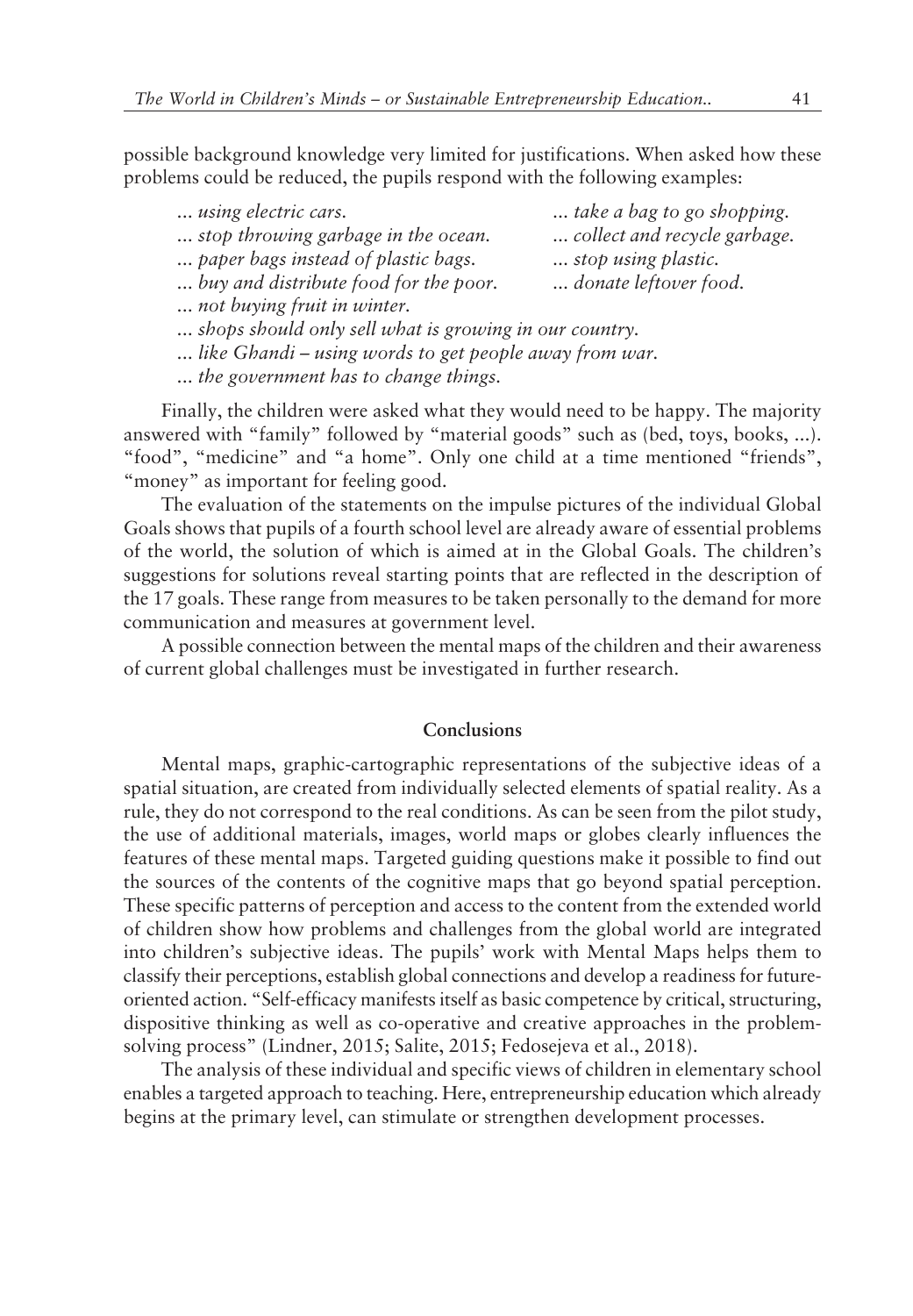possible background knowledge very limited for justifications. When asked how these problems could be reduced, the pupils respond with the following examples:

- *... using electric cars.*
- *... take a bag to go shopping.*
- *... stop throwing garbage in the ocean.*
- *... collect and recycle garbage.*
- *... paper bags instead of plastic bags.*
- *... stop using plastic.*
- *... buy and distribute food for the poor.*
- *... donate leftover food.*
- *... not buying fruit in winter.*
- *... shops should only sell what is growing in our country.*
- *... like Ghandi – using words to get people away from war.*
- *... the government has to change things.*

Finally, the children were asked what they would need to be happy. The majority answered with "family" followed by "material goods" such as (bed, toys, books, ...). "food", "medicine" and "a home". Only one child at a time mentioned "friends", "money" as important for feeling good.

The evaluation of the statements on the impulse pictures of the individual Global Goals shows that pupils of a fourth school level are already aware of essential problems of the world, the solution of which is aimed at in the Global Goals. The children's suggestions for solutions reveal starting points that are reflected in the description of the 17 goals. These range from measures to be taken personally to the demand for more communication and measures at government level.

A possible connection between the mental maps of the children and their awareness of current global challenges must be investigated in further research.

## Conclusions

Mental maps, graphic-cartographic representations of the subjective ideas of a spatial situation, are created from individually selected elements of spatial reality. As a rule, they do not correspond to the real conditions. As can be seen from the pilot study, the use of additional materials, images, world maps or globes clearly influences the features of these mental maps. Targeted guiding questions make it possible to find out the sources of the contents of the cognitive maps that go beyond spatial perception. These specific patterns of perception and access to the content from the extended world of children show how problems and challenges from the global world are integrated into children's subjective ideas. The pupils' work with Mental Maps helps them to classify their perceptions, establish global connections and develop a readiness for future-oriented action. "Self-efficacy manifests itself as basic competence by critical, structuring, dispositive thinking as well as co-operative and creative approaches in the problem-solving process" (Lindner, 2015; Salite, 2015; Fedosejeva et al., 2018).

The analysis of these individual and specific views of children in elementary school enables a targeted approach to teaching. Here, entrepreneurship education which already begins at the primary level, can stimulate or strengthen development processes.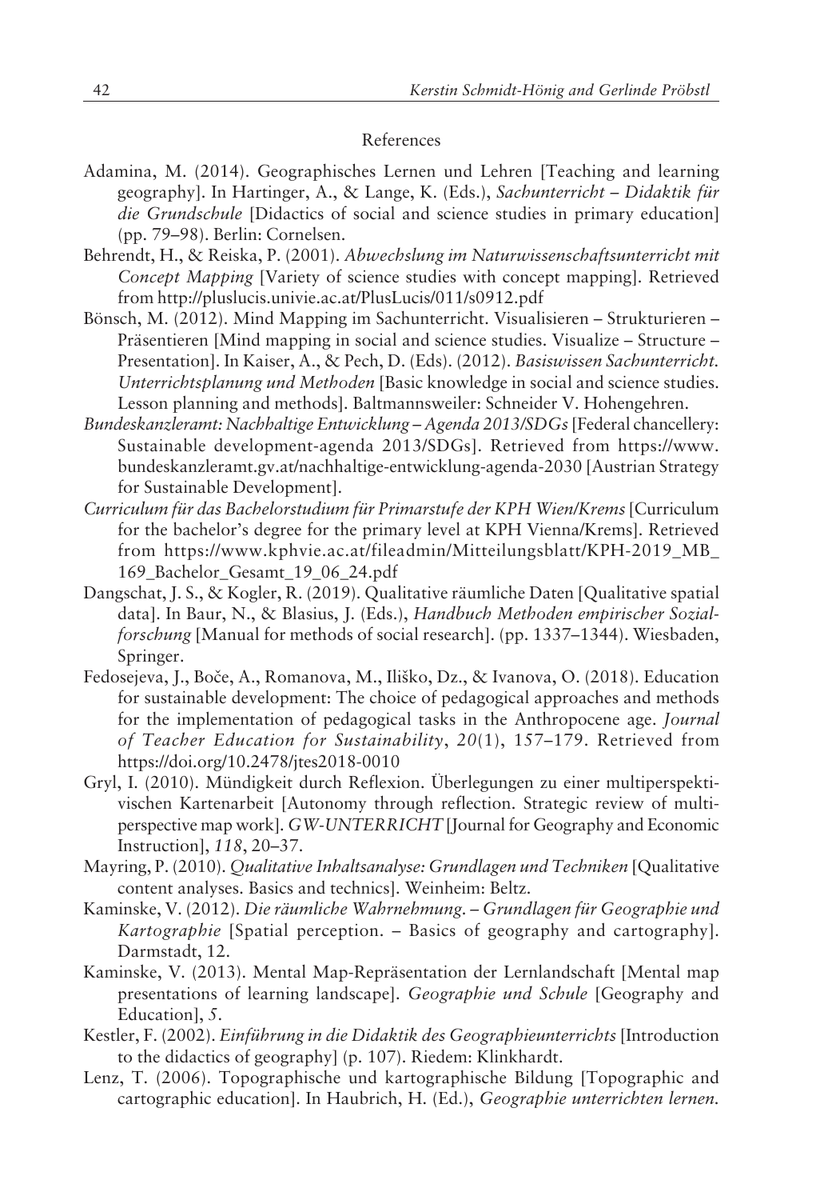## References

Adamina, M. (2014). Geographisches Lernen und Lehren [Teaching and learning geography]. In Hartinger, A., & Lange, K. (Eds.), *Sachunterricht – Didaktik für die Grundschule* [Didactics of social and science studies in primary education] (pp. 79–98). Berlin: Cornelsen.

Behrendt, H., & Reiska, P. (2001). *Abwechslung im Naturwissenschaftsunterricht mit Concept Mapping* [Variety of science studies with concept mapping]. Retrieved from http://pluslucis.univie.ac.at/PlusLucis/011/s0912.pdf

Bönsch, M. (2012). Mind Mapping im Sachunterricht. Visualisieren – Strukturieren – Präsentieren [Mind mapping in social and science studies. Visualize – Structure – Presentation]. In Kaiser, A., & Pech, D. (Eds). (2012). *Basiswissen Sachunterricht. Unterrichtsplanung und Methoden* [Basic knowledge in social and science studies. Lesson planning and methods]. Baltmannsweiler: Schneider V. Hohengehren.

*Bundeskanzleramt: Nachhaltige Entwicklung – Agenda 2013/SDGs* [Federal chancellery: Sustainable development-agenda 2013/SDGs]. Retrieved from https://www.bundeskanzleramt.gv.at/nachhaltige-entwicklung-agenda-2030 [Austrian Strategy for Sustainable Development].

*Curriculum für das Bachelorstudium für Primarstufe der KPH Wien/Krems* [Curriculum for the bachelor's degree for the primary level at KPH Vienna/Krems]. Retrieved from https://www.kphvie.ac.at/fileadmin/Mitteilungsblatt/KPH-2019_MB_169_Bachelor_Gesamt_19_06_24.pdf

Dangschat, J. S., & Kogler, R. (2019). Qualitative räumliche Daten [Qualitative spatial data]. In Baur, N., & Blasius, J. (Eds.), *Handbuch Methoden empirischer Sozialforschung* [Manual for methods of social research]. (pp. 1337–1344). Wiesbaden, Springer.

Fedosejeva, J., Boče, A., Romanova, M., Iliško, Dz., & Ivanova, O. (2018). Education for sustainable development: The choice of pedagogical approaches and methods for the implementation of pedagogical tasks in the Anthropocene age. *Journal of Teacher Education for Sustainability*, *20*(1), 157–179. Retrieved from https://doi.org/10.2478/jtes2018-0010

Gryl, I. (2010). Mündigkeit durch Reflexion. Überlegungen zu einer multiperspektivischen Kartenarbeit [Autonomy through reflection. Strategic review of multiperspective map work]. *GW-UNTERRICHT* [Journal for Geography and Economic Instruction], *118*, 20–37.

Mayring, P. (2010). *Qualitative Inhaltsanalyse: Grundlagen und Techniken* [Qualitative content analyses. Basics and technics]. Weinheim: Beltz.

Kaminske, V. (2012). *Die räumliche Wahrnehmung. – Grundlagen für Geographie und Kartographie* [Spatial perception. – Basics of geography and cartography]. Darmstadt, 12.

Kaminske, V. (2013). Mental Map-Repräsentation der Lernlandschaft [Mental map presentations of learning landscape]. *Geographie und Schule* [Geography and Education], *5*.

Kestler, F. (2002). *Einführung in die Didaktik des Geographieunterrichts* [Introduction to the didactics of geography] (p. 107). Riedem: Klinkhardt.

Lenz, T. (2006). Topographische und kartographische Bildung [Topographic and cartographic education]. In Haubrich, H. (Ed.), *Geographie unterrichten lernen.*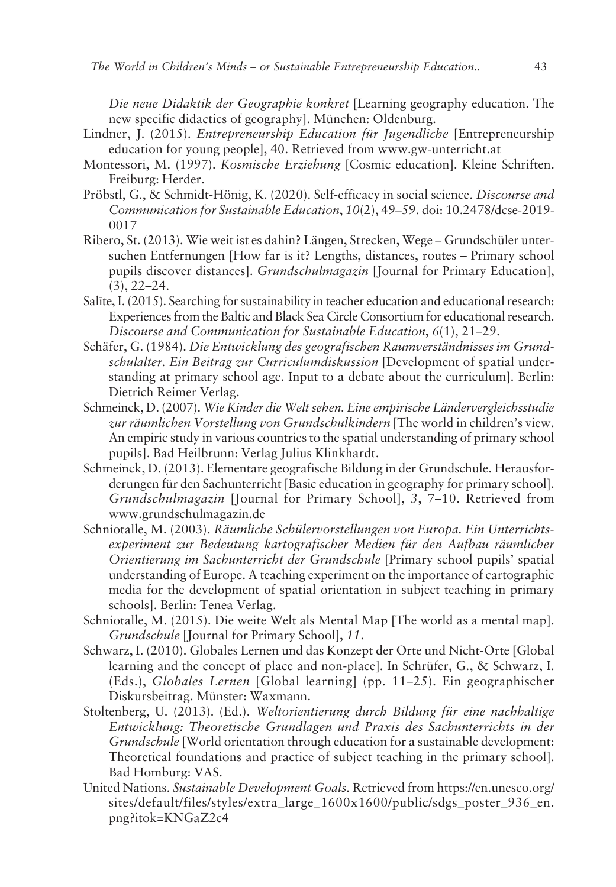*Die neue Didaktik der Geographie konkret* [Learning geography education. The new specific didactics of geography]. München: Oldenburg.

Lindner, J. (2015). *Entrepreneurship Education für Jugendliche* [Entrepreneurship education for young people], 40. Retrieved from www.gw-unterricht.at

Montessori, M. (1997). *Kosmische Erziehung* [Cosmic education]. Kleine Schriften. Freiburg: Herder.

Pröbstl, G., & Schmidt-Hönig, K. (2020). Self-efficacy in social science. *Discourse and Communication for Sustainable Education*, *10*(2), 49–59. doi: 10.2478/dcse-2019-0017

Ribero, St. (2013). Wie weit ist es dahin? Längen, Strecken, Wege – Grundschüler untersuchen Entfernungen [How far is it? Lengths, distances, routes – Primary school pupils discover distances]. *Grundschulmagazin* [Journal for Primary Education], (3), 22–24.

Salīte, I. (2015). Searching for sustainability in teacher education and educational research: Experiences from the Baltic and Black Sea Circle Consortium for educational research. *Discourse and Communication for Sustainable Education*, *6*(1), 21–29.

Schäfer, G. (1984). *Die Entwicklung des geografischen Raumverständnisses im Grundschulalter. Ein Beitrag zur Curriculumdiskussion* [Development of spatial understanding at primary school age. Input to a debate about the curriculum]. Berlin: Dietrich Reimer Verlag.

Schmeinck, D. (2007). *Wie Kinder die Welt sehen. Eine empirische Ländervergleichsstudie zur räumlichen Vorstellung von Grundschulkindern* [The world in children's view. An empiric study in various countries to the spatial understanding of primary school pupils]. Bad Heilbrunn: Verlag Julius Klinkhardt.

Schmeinck, D. (2013). Elementare geografische Bildung in der Grundschule. Herausforderungen für den Sachunterricht [Basic education in geography for primary school]. *Grundschulmagazin* [Journal for Primary School], *3*, 7–10. Retrieved from www.grundschulmagazin.de

Schniotalle, M. (2003). *Räumliche Schülervorstellungen von Europa. Ein Unterrichtsexperiment zur Bedeutung kartografischer Medien für den Aufbau räumlicher Orientierung im Sachunterricht der Grundschule* [Primary school pupils' spatial understanding of Europe. A teaching experiment on the importance of cartographic media for the development of spatial orientation in subject teaching in primary schools]. Berlin: Tenea Verlag.

Schniotalle, M. (2015). Die weite Welt als Mental Map [The world as a mental map]. *Grundschule* [Journal for Primary School], *11*.

Schwarz, I. (2010). Globales Lernen und das Konzept der Orte und Nicht-Orte [Global learning and the concept of place and non-place]. In Schrüfer, G., & Schwarz, I. (Eds.), *Globales Lernen* [Global learning] (pp. 11–25). Ein geographischer Diskursbeitrag. Münster: Waxmann.

Stoltenberg, U. (2013). (Ed.). *Weltorientierung durch Bildung für eine nachhaltige Entwicklung: Theoretische Grundlagen und Praxis des Sachunterrichts in der Grundschule* [World orientation through education for a sustainable development: Theoretical foundations and practice of subject teaching in the primary school]. Bad Homburg: VAS.

United Nations. *Sustainable Development Goals*. Retrieved from https://en.unesco.org/sites/default/files/styles/extra_large_1600x1600/public/sdgs_poster_936_en.png?itok=KNGaZ2c4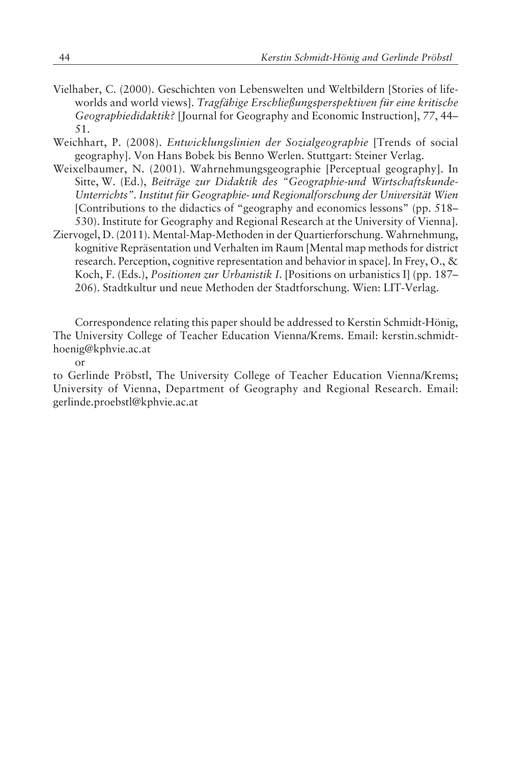Vielhaber, C. (2000). Geschichten von Lebenswelten und Weltbildern [Stories of life-worlds and world views]. *Tragfähige Erschließungsperspektiven für eine kritische Geographiedidaktik?* [Journal for Geography and Economic Instruction], *77*, 44–51.

Weichhart, P. (2008). *Entwicklungslinien der Sozialgeographie* [Trends of social geography]. Von Hans Bobek bis Benno Werlen. Stuttgart: Steiner Verlag.

Weixelbaumer, N. (2001). Wahrnehmungsgeographie [Perceptual geography]. In Sitte, W. (Ed.), *Beiträge zur Didaktik des "Geographie-und Wirtschaftskunde-Unterrichts". Institut für Geographie- und Regionalforschung der Universität Wien* [Contributions to the didactics of "geography and economics lessons" (pp. 518–530). Institute for Geography and Regional Research at the University of Vienna].

Ziervogel, D. (2011). Mental-Map-Methoden in der Quartierforschung. Wahrnehmung, kognitive Repräsentation und Verhalten im Raum [Mental map methods for district research. Perception, cognitive representation and behavior in space]. In Frey, O., & Koch, F. (Eds.), *Positionen zur Urbanistik I.* [Positions on urbanistics I] (pp. 187–206). Stadtkultur und neue Methoden der Stadtforschung. Wien: LIT-Verlag.

Correspondence relating this paper should be addressed to Kerstin Schmidt-Hönig, The University College of Teacher Education Vienna/Krems. Email: kerstin.schmidt-hoenig@kphvie.ac.at

or

to Gerlinde Pröbstl, The University College of Teacher Education Vienna/Krems; University of Vienna, Department of Geography and Regional Research. Email: gerlinde.proebstl@kphvie.ac.at